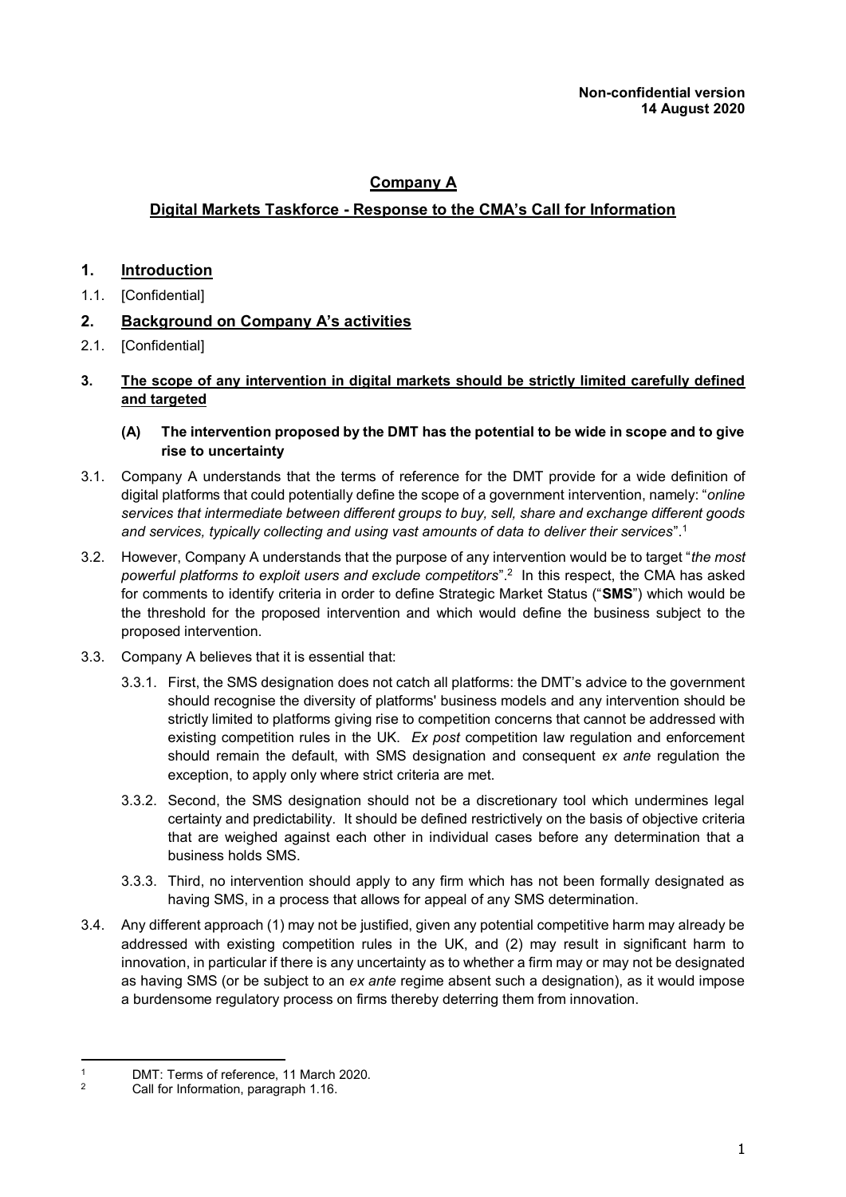**Non-confidential version**
**14 August 2020**

# Company A

## Digital Markets Taskforce - Response to the CMA's Call for Information

## 1. Introduction

1.1. [Confidential]

## 2. Background on Company A's activities

2.1. [Confidential]

## 3. The scope of any intervention in digital markets should be strictly limited carefully defined and targeted

### (A) The intervention proposed by the DMT has the potential to be wide in scope and to give rise to uncertainty

3.1. Company A understands that the terms of reference for the DMT provide for a wide definition of digital platforms that could potentially define the scope of a government intervention, namely: "*online services that intermediate between different groups to buy, sell, share and exchange different goods and services, typically collecting and using vast amounts of data to deliver their services*".[1]

3.2. However, Company A understands that the purpose of any intervention would be to target "*the most powerful platforms to exploit users and exclude competitors*".[2] In this respect, the CMA has asked for comments to identify criteria in order to define Strategic Market Status ("**SMS**") which would be the threshold for the proposed intervention and which would define the business subject to the proposed intervention.

3.3. Company A believes that it is essential that:

3.3.1. First, the SMS designation does not catch all platforms: the DMT's advice to the government should recognise the diversity of platforms' business models and any intervention should be strictly limited to platforms giving rise to competition concerns that cannot be addressed with existing competition rules in the UK. *Ex post* competition law regulation and enforcement should remain the default, with SMS designation and consequent *ex ante* regulation the exception, to apply only where strict criteria are met.

3.3.2. Second, the SMS designation should not be a discretionary tool which undermines legal certainty and predictability. It should be defined restrictively on the basis of objective criteria that are weighed against each other in individual cases before any determination that a business holds SMS.

3.3.3. Third, no intervention should apply to any firm which has not been formally designated as having SMS, in a process that allows for appeal of any SMS determination.

3.4. Any different approach (1) may not be justified, given any potential competitive harm may already be addressed with existing competition rules in the UK, and (2) may result in significant harm to innovation, in particular if there is any uncertainty as to whether a firm may or may not be designated as having SMS (or be subject to an *ex ante* regime absent such a designation), as it would impose a burdensome regulatory process on firms thereby deterring them from innovation.

---

[1] DMT: Terms of reference, 11 March 2020.

[2] Call for Information, paragraph 1.16.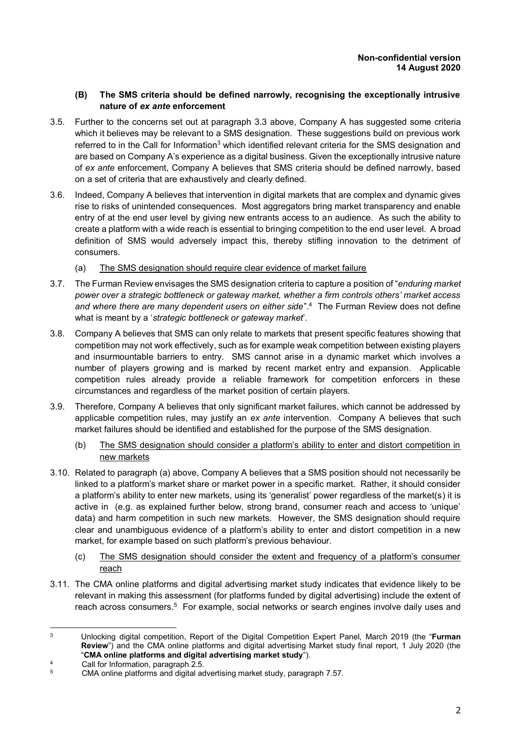**Non-confidential version**
**14 August 2020**

### (B) The SMS criteria should be defined narrowly, recognising the exceptionally intrusive nature of *ex ante* enforcement

3.5. Further to the concerns set out at paragraph 3.3 above, Company A has suggested some criteria which it believes may be relevant to a SMS designation. These suggestions build on previous work referred to in the Call for Information[3] which identified relevant criteria for the SMS designation and are based on Company A's experience as a digital business. Given the exceptionally intrusive nature of *ex ante* enforcement, Company A believes that SMS criteria should be defined narrowly, based on a set of criteria that are exhaustively and clearly defined.

3.6. Indeed, Company A believes that intervention in digital markets that are complex and dynamic gives rise to risks of unintended consequences. Most aggregators bring market transparency and enable entry of at the end user level by giving new entrants access to an audience. As such the ability to create a platform with a wide reach is essential to bringing competition to the end user level. A broad definition of SMS would adversely impact this, thereby stifling innovation to the detriment of consumers.

(a) <u>The SMS designation should require clear evidence of market failure</u>

3.7. The Furman Review envisages the SMS designation criteria to capture a position of "*enduring market power over a strategic bottleneck or gateway market, whether a firm controls others' market access and where there are many dependent users on either side*".[4] The Furman Review does not define what is meant by a '*strategic bottleneck or gateway market*'.

3.8. Company A believes that SMS can only relate to markets that present specific features showing that competition may not work effectively, such as for example weak competition between existing players and insurmountable barriers to entry. SMS cannot arise in a dynamic market which involves a number of players growing and is marked by recent market entry and expansion. Applicable competition rules already provide a reliable framework for competition enforcers in these circumstances and regardless of the market position of certain players.

3.9. Therefore, Company A believes that only significant market failures, which cannot be addressed by applicable competition rules, may justify an *ex ante* intervention. Company A believes that such market failures should be identified and established for the purpose of the SMS designation.

(b) <u>The SMS designation should consider a platform's ability to enter and distort competition in new markets</u>

3.10. Related to paragraph (a) above, Company A believes that a SMS position should not necessarily be linked to a platform's market share or market power in a specific market. Rather, it should consider a platform's ability to enter new markets, using its 'generalist' power regardless of the market(s) it is active in (e.g. as explained further below, strong brand, consumer reach and access to 'unique' data) and harm competition in such new markets. However, the SMS designation should require clear and unambiguous evidence of a platform's ability to enter and distort competition in a new market, for example based on such platform's previous behaviour.

(c) <u>The SMS designation should consider the extent and frequency of a platform's consumer reach</u>

3.11. The CMA online platforms and digital advertising market study indicates that evidence likely to be relevant in making this assessment (for platforms funded by digital advertising) include the extent of reach across consumers.[5] For example, social networks or search engines involve daily uses and

---

[3] Unlocking digital competition, Report of the Digital Competition Expert Panel, March 2019 (the "**Furman Review**") and the CMA online platforms and digital advertising Market study final report, 1 July 2020 (the "**CMA online platforms and digital advertising market study**").

[4] Call for Information, paragraph 2.5.

[5] CMA online platforms and digital advertising market study, paragraph 7.57.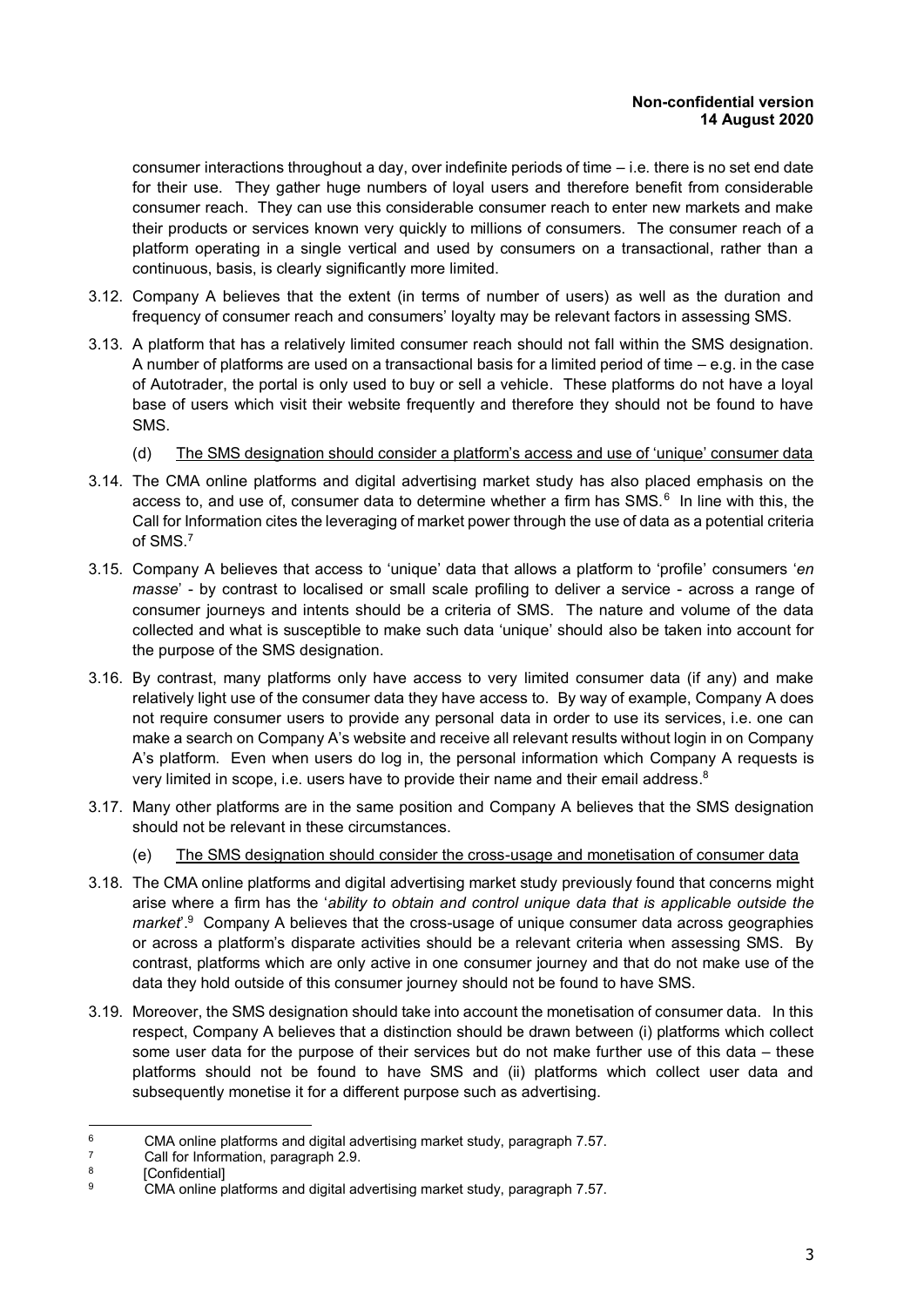consumer interactions throughout a day, over indefinite periods of time – i.e. there is no set end date for their use. They gather huge numbers of loyal users and therefore benefit from considerable consumer reach. They can use this considerable consumer reach to enter new markets and make their products or services known very quickly to millions of consumers. The consumer reach of a platform operating in a single vertical and used by consumers on a transactional, rather than a continuous, basis, is clearly significantly more limited.

3.12. Company A believes that the extent (in terms of number of users) as well as the duration and frequency of consumer reach and consumers' loyalty may be relevant factors in assessing SMS.

3.13. A platform that has a relatively limited consumer reach should not fall within the SMS designation. A number of platforms are used on a transactional basis for a limited period of time – e.g. in the case of Autotrader, the portal is only used to buy or sell a vehicle. These platforms do not have a loyal base of users which visit their website frequently and therefore they should not be found to have SMS.

(d) The SMS designation should consider a platform's access and use of 'unique' consumer data

3.14. The CMA online platforms and digital advertising market study has also placed emphasis on the access to, and use of, consumer data to determine whether a firm has SMS.[6] In line with this, the Call for Information cites the leveraging of market power through the use of data as a potential criteria of SMS.[7]

3.15. Company A believes that access to 'unique' data that allows a platform to 'profile' consumers '*en masse*' - by contrast to localised or small scale profiling to deliver a service - across a range of consumer journeys and intents should be a criteria of SMS. The nature and volume of the data collected and what is susceptible to make such data 'unique' should also be taken into account for the purpose of the SMS designation.

3.16. By contrast, many platforms only have access to very limited consumer data (if any) and make relatively light use of the consumer data they have access to. By way of example, Company A does not require consumer users to provide any personal data in order to use its services, i.e. one can make a search on Company A's website and receive all relevant results without login in on Company A's platform. Even when users do log in, the personal information which Company A requests is very limited in scope, i.e. users have to provide their name and their email address.[8]

3.17. Many other platforms are in the same position and Company A believes that the SMS designation should not be relevant in these circumstances.

(e) The SMS designation should consider the cross-usage and monetisation of consumer data

3.18. The CMA online platforms and digital advertising market study previously found that concerns might arise where a firm has the '*ability to obtain and control unique data that is applicable outside the market*'.[9] Company A believes that the cross-usage of unique consumer data across geographies or across a platform's disparate activities should be a relevant criteria when assessing SMS. By contrast, platforms which are only active in one consumer journey and that do not make use of the data they hold outside of this consumer journey should not be found to have SMS.

3.19. Moreover, the SMS designation should take into account the monetisation of consumer data. In this respect, Company A believes that a distinction should be drawn between (i) platforms which collect some user data for the purpose of their services but do not make further use of this data – these platforms should not be found to have SMS and (ii) platforms which collect user data and subsequently monetise it for a different purpose such as advertising.

---

[6] CMA online platforms and digital advertising market study, paragraph 7.57.

[7] Call for Information, paragraph 2.9.

[8] [Confidential]

[9] CMA online platforms and digital advertising market study, paragraph 7.57.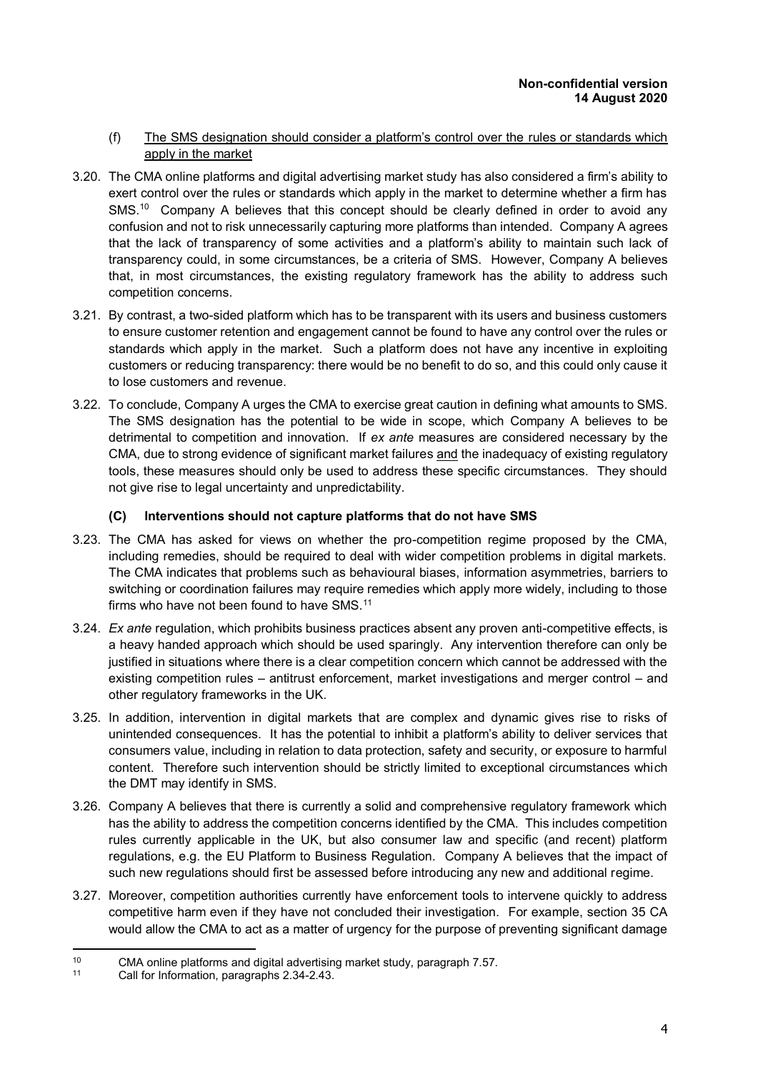(f) <u>The SMS designation should consider a platform's control over the rules or standards which apply in the market</u>

3.20. The CMA online platforms and digital advertising market study has also considered a firm's ability to exert control over the rules or standards which apply in the market to determine whether a firm has SMS.[10] Company A believes that this concept should be clearly defined in order to avoid any confusion and not to risk unnecessarily capturing more platforms than intended. Company A agrees that the lack of transparency of some activities and a platform's ability to maintain such lack of transparency could, in some circumstances, be a criteria of SMS. However, Company A believes that, in most circumstances, the existing regulatory framework has the ability to address such competition concerns.

3.21. By contrast, a two-sided platform which has to be transparent with its users and business customers to ensure customer retention and engagement cannot be found to have any control over the rules or standards which apply in the market. Such a platform does not have any incentive in exploiting customers or reducing transparency: there would be no benefit to do so, and this could only cause it to lose customers and revenue.

3.22. To conclude, Company A urges the CMA to exercise great caution in defining what amounts to SMS. The SMS designation has the potential to be wide in scope, which Company A believes to be detrimental to competition and innovation. If *ex ante* measures are considered necessary by the CMA, due to strong evidence of significant market failures <u>and</u> the inadequacy of existing regulatory tools, these measures should only be used to address these specific circumstances. They should not give rise to legal uncertainty and unpredictability.

### (C) Interventions should not capture platforms that do not have SMS

3.23. The CMA has asked for views on whether the pro-competition regime proposed by the CMA, including remedies, should be required to deal with wider competition problems in digital markets. The CMA indicates that problems such as behavioural biases, information asymmetries, barriers to switching or coordination failures may require remedies which apply more widely, including to those firms who have not been found to have SMS.[11]

3.24. *Ex ante* regulation, which prohibits business practices absent any proven anti-competitive effects, is a heavy handed approach which should be used sparingly. Any intervention therefore can only be justified in situations where there is a clear competition concern which cannot be addressed with the existing competition rules – antitrust enforcement, market investigations and merger control – and other regulatory frameworks in the UK.

3.25. In addition, intervention in digital markets that are complex and dynamic gives rise to risks of unintended consequences. It has the potential to inhibit a platform's ability to deliver services that consumers value, including in relation to data protection, safety and security, or exposure to harmful content. Therefore such intervention should be strictly limited to exceptional circumstances which the DMT may identify in SMS.

3.26. Company A believes that there is currently a solid and comprehensive regulatory framework which has the ability to address the competition concerns identified by the CMA. This includes competition rules currently applicable in the UK, but also consumer law and specific (and recent) platform regulations, e.g. the EU Platform to Business Regulation. Company A believes that the impact of such new regulations should first be assessed before introducing any new and additional regime.

3.27. Moreover, competition authorities currently have enforcement tools to intervene quickly to address competitive harm even if they have not concluded their investigation. For example, section 35 CA would allow the CMA to act as a matter of urgency for the purpose of preventing significant damage

---

[10] CMA online platforms and digital advertising market study, paragraph 7.57.

[11] Call for Information, paragraphs 2.34-2.43.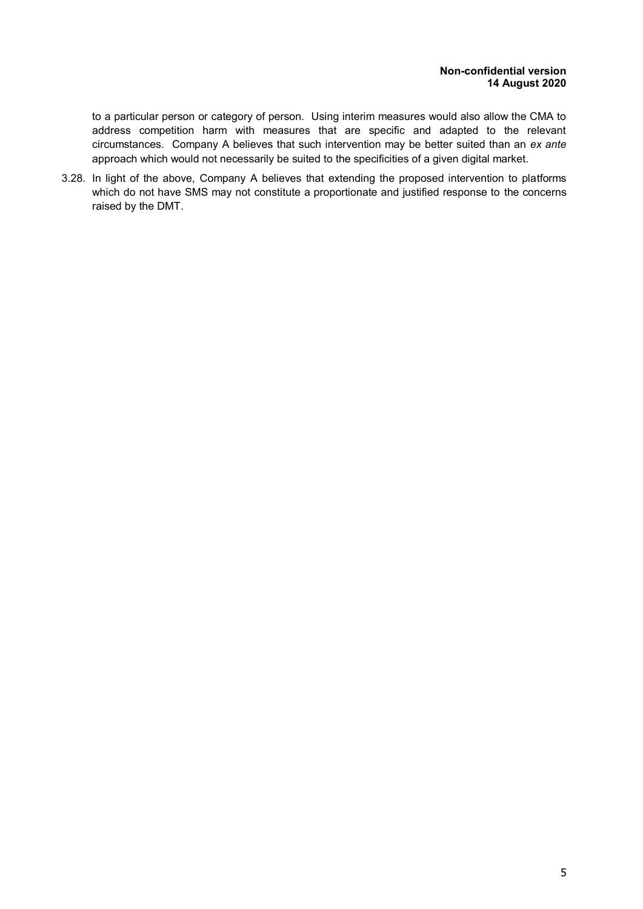to a particular person or category of person. Using interim measures would also allow the CMA to address competition harm with measures that are specific and adapted to the relevant circumstances. Company A believes that such intervention may be better suited than an *ex ante* approach which would not necessarily be suited to the specificities of a given digital market.

3.28. In light of the above, Company A believes that extending the proposed intervention to platforms which do not have SMS may not constitute a proportionate and justified response to the concerns raised by the DMT.